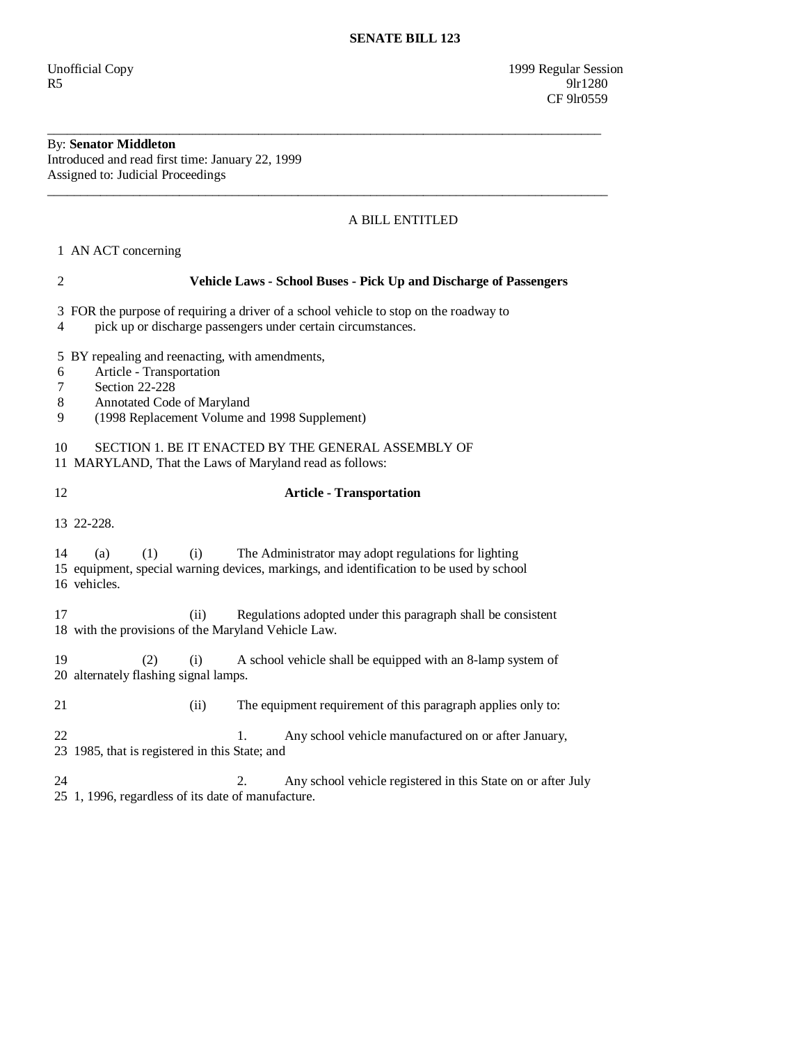**SENATE BILL 123**

Unofficial Copy
R5

1999 Regular Session
9lr1280
CF 9lr0559

---

By: **Senator Middleton**
Introduced and read first time: January 22, 1999
Assigned to: Judicial Proceedings

---

A BILL ENTITLED

1 AN ACT concerning

2 **Vehicle Laws - School Buses - Pick Up and Discharge of Passengers**

3 FOR the purpose of requiring a driver of a school vehicle to stop on the roadway to
4 pick up or discharge passengers under certain circumstances.

5 BY repealing and reenacting, with amendments,
6 Article - Transportation
7 Section 22-228
8 Annotated Code of Maryland
9 (1998 Replacement Volume and 1998 Supplement)

10 SECTION 1. BE IT ENACTED BY THE GENERAL ASSEMBLY OF
11 MARYLAND, That the Laws of Maryland read as follows:

12 **Article - Transportation**

13 22-228.

14 (a) (1) (i) The Administrator may adopt regulations for lighting
15 equipment, special warning devices, markings, and identification to be used by school
16 vehicles.

17 (ii) Regulations adopted under this paragraph shall be consistent
18 with the provisions of the Maryland Vehicle Law.

19 (2) (i) A school vehicle shall be equipped with an 8-lamp system of
20 alternately flashing signal lamps.

21 (ii) The equipment requirement of this paragraph applies only to:

22 1. Any school vehicle manufactured on or after January,
23 1985, that is registered in this State; and

24 2. Any school vehicle registered in this State on or after July
25 1, 1996, regardless of its date of manufacture.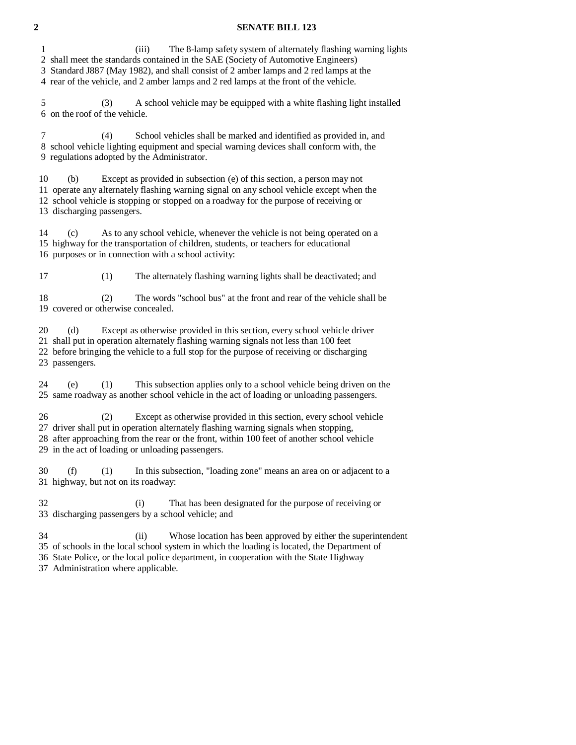(iii) The 8-lamp safety system of alternately flashing warning lights shall meet the standards contained in the SAE (Society of Automotive Engineers) Standard J887 (May 1982), and shall consist of 2 amber lamps and 2 red lamps at the rear of the vehicle, and 2 amber lamps and 2 red lamps at the front of the vehicle.

(3) A school vehicle may be equipped with a white flashing light installed on the roof of the vehicle.

(4) School vehicles shall be marked and identified as provided in, and school vehicle lighting equipment and special warning devices shall conform with, the regulations adopted by the Administrator.

(b) Except as provided in subsection (e) of this section, a person may not operate any alternately flashing warning signal on any school vehicle except when the school vehicle is stopping or stopped on a roadway for the purpose of receiving or discharging passengers.

(c) As to any school vehicle, whenever the vehicle is not being operated on a highway for the transportation of children, students, or teachers for educational purposes or in connection with a school activity:

(1) The alternately flashing warning lights shall be deactivated; and

(2) The words "school bus" at the front and rear of the vehicle shall be covered or otherwise concealed.

(d) Except as otherwise provided in this section, every school vehicle driver shall put in operation alternately flashing warning signals not less than 100 feet before bringing the vehicle to a full stop for the purpose of receiving or discharging passengers.

(e) (1) This subsection applies only to a school vehicle being driven on the same roadway as another school vehicle in the act of loading or unloading passengers.

(2) Except as otherwise provided in this section, every school vehicle driver shall put in operation alternately flashing warning signals when stopping, after approaching from the rear or the front, within 100 feet of another school vehicle in the act of loading or unloading passengers.

(f) (1) In this subsection, "loading zone" means an area on or adjacent to a highway, but not on its roadway:

(i) That has been designated for the purpose of receiving or discharging passengers by a school vehicle; and

(ii) Whose location has been approved by either the superintendent of schools in the local school system in which the loading is located, the Department of State Police, or the local police department, in cooperation with the State Highway Administration where applicable.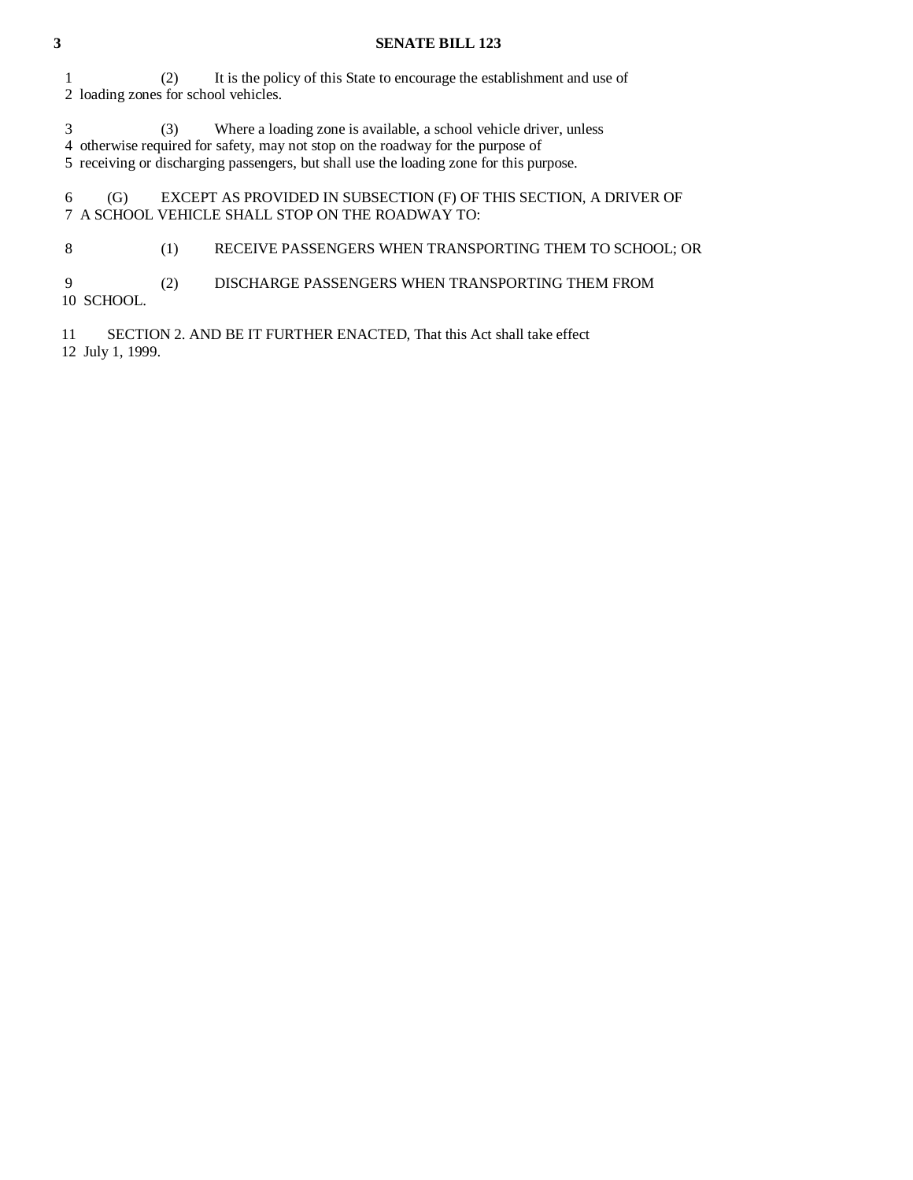(2) It is the policy of this State to encourage the establishment and use of loading zones for school vehicles.

(3) Where a loading zone is available, a school vehicle driver, unless otherwise required for safety, may not stop on the roadway for the purpose of receiving or discharging passengers, but shall use the loading zone for this purpose.

(G) EXCEPT AS PROVIDED IN SUBSECTION (F) OF THIS SECTION, A DRIVER OF A SCHOOL VEHICLE SHALL STOP ON THE ROADWAY TO:

(1) RECEIVE PASSENGERS WHEN TRANSPORTING THEM TO SCHOOL; OR

(2) DISCHARGE PASSENGERS WHEN TRANSPORTING THEM FROM SCHOOL.

SECTION 2. AND BE IT FURTHER ENACTED, That this Act shall take effect July 1, 1999.